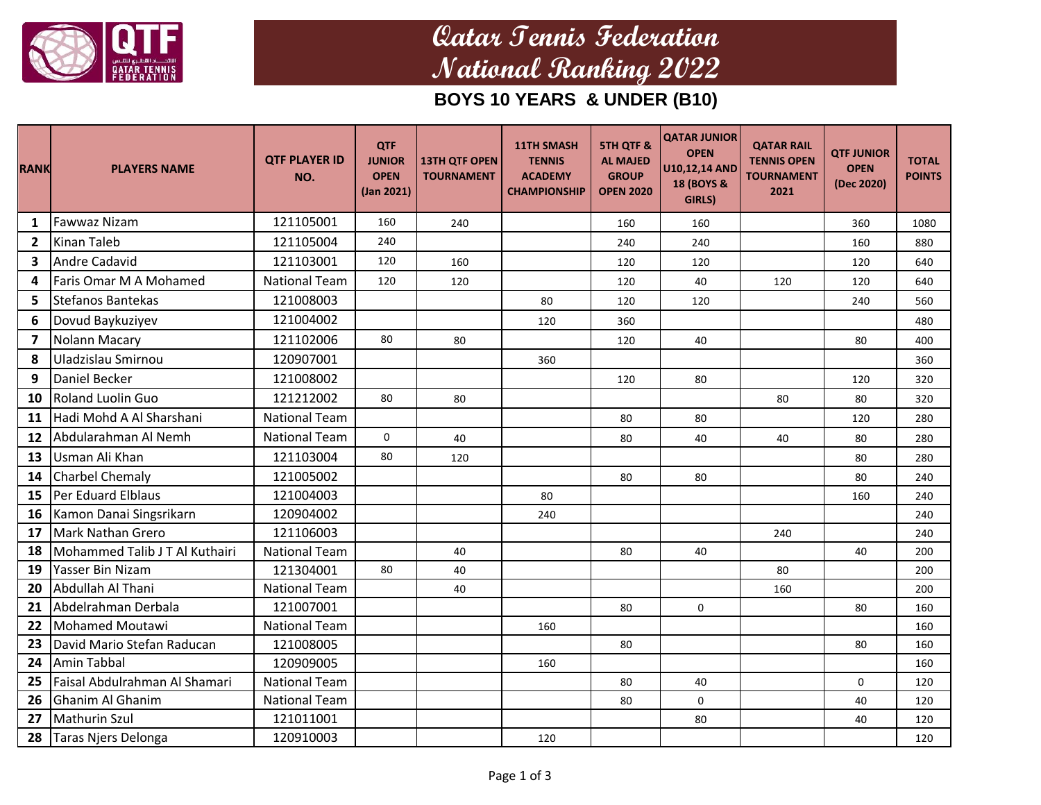# Qatar Tennis Federation
# National Ranking 2022

## BOYS 10 YEARS & UNDER (B10)

| RANK | PLAYERS NAME | QTF PLAYER ID NO. | QTF JUNIOR OPEN (Jan 2021) | 13TH QTF OPEN TOURNAMENT | 11TH SMASH TENNIS ACADEMY CHAMPIONSHIP | 5TH QTF & AL MAJED GROUP OPEN 2020 | QATAR JUNIOR OPEN U10,12,14 AND 18 (BOYS & GIRLS) | QATAR RAIL TENNIS OPEN TOURNAMENT 2021 | QTF JUNIOR OPEN (Dec 2020) | TOTAL POINTS |
|---|---|---|---|---|---|---|---|---|---|---|
| 1 | Fawwaz Nizam | 121105001 | 160 | 240 | | 160 | 160 | | 360 | 1080 |
| 2 | Kinan Taleb | 121105004 | 240 | | | 240 | 240 | | 160 | 880 |
| 3 | Andre Cadavid | 121103001 | 120 | 160 | | 120 | 120 | | 120 | 640 |
| 4 | Faris Omar M A Mohamed | National Team | 120 | 120 | | 120 | 40 | 120 | 120 | 640 |
| 5 | Stefanos Bantekas | 121008003 | | | 80 | 120 | 120 | | 240 | 560 |
| 6 | Dovud Baykuziyev | 121004002 | | | 120 | 360 | | | | 480 |
| 7 | Nolann Macary | 121102006 | 80 | 80 | | 120 | 40 | | 80 | 400 |
| 8 | Uladzislau Smirnou | 120907001 | | | 360 | | | | | 360 |
| 9 | Daniel Becker | 121008002 | | | | 120 | 80 | | 120 | 320 |
| 10 | Roland Luolin Guo | 121212002 | 80 | 80 | | | | 80 | 80 | 320 |
| 11 | Hadi Mohd A Al Sharshani | National Team | | | | 80 | 80 | | 120 | 280 |
| 12 | Abdularahman Al Nemh | National Team | 0 | 40 | | 80 | 40 | 40 | 80 | 280 |
| 13 | Usman Ali Khan | 121103004 | 80 | 120 | | | | | 80 | 280 |
| 14 | Charbel Chemaly | 121005002 | | | | 80 | 80 | | 80 | 240 |
| 15 | Per Eduard Elblaus | 121004003 | | | 80 | | | | 160 | 240 |
| 16 | Kamon Danai Singsrikarn | 120904002 | | | 240 | | | | | 240 |
| 17 | Mark Nathan Grero | 121106003 | | | | | | 240 | | 240 |
| 18 | Mohammed Talib J T Al Kuthairi | National Team | | 40 | | 80 | 40 | | 40 | 200 |
| 19 | Yasser Bin Nizam | 121304001 | 80 | 40 | | | | 80 | | 200 |
| 20 | Abdullah Al Thani | National Team | | 40 | | | | 160 | | 200 |
| 21 | Abdelrahman Derbala | 121007001 | | | | 80 | 0 | | 80 | 160 |
| 22 | Mohamed Moutawi | National Team | | | 160 | | | | | 160 |
| 23 | David Mario Stefan Raducan | 121008005 | | | | 80 | | | 80 | 160 |
| 24 | Amin Tabbal | 120909005 | | | 160 | | | | | 160 |
| 25 | Faisal Abdulrahman Al Shamari | National Team | | | | 80 | 40 | | 0 | 120 |
| 26 | Ghanim Al Ghanim | National Team | | | | 80 | 0 | | 40 | 120 |
| 27 | Mathurin Szul | 121011001 | | | | | 80 | | 40 | 120 |
| 28 | Taras Njers Delonga | 120910003 | | | 120 | | | | | 120 |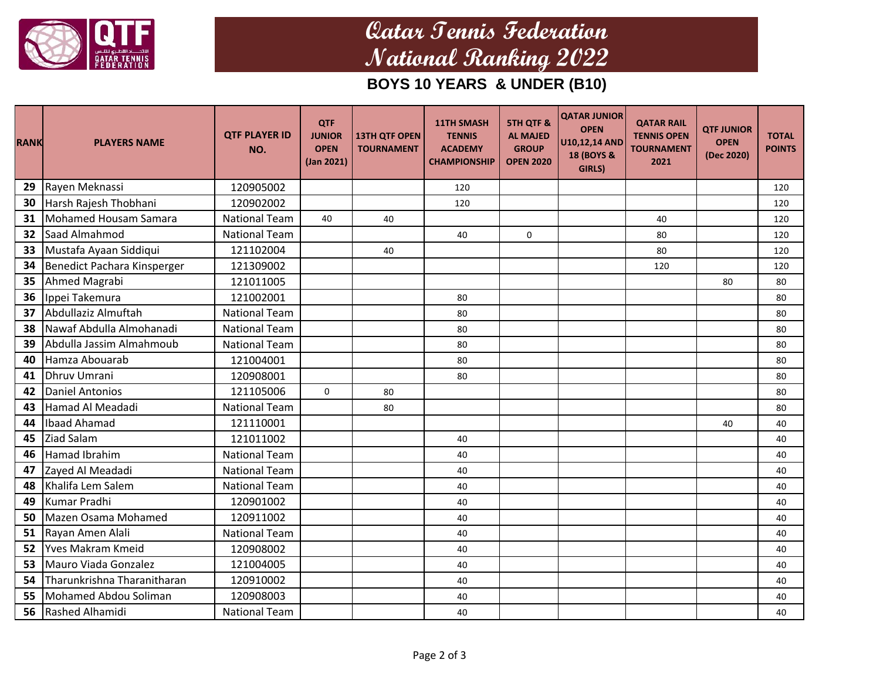# Qatar Tennis Federation
# National Ranking 2022

## BOYS 10 YEARS & UNDER (B10)

| RANK | PLAYERS NAME | QTF PLAYER ID NO. | QTF JUNIOR OPEN (Jan 2021) | 13TH QTF OPEN TOURNAMENT | 11TH SMASH TENNIS ACADEMY CHAMPIONSHIP | 5TH QTF & AL MAJED GROUP OPEN 2020 | QATAR JUNIOR OPEN U10,12,14 AND 18 (BOYS & GIRLS) | QATAR RAIL TENNIS OPEN TOURNAMENT 2021 | QTF JUNIOR OPEN (Dec 2020) | TOTAL POINTS |
|---|---|---|---|---|---|---|---|---|---|---|
| 29 | Rayen Meknassi | 120905002 | | | 120 | | | | | 120 |
| 30 | Harsh Rajesh Thobhani | 120902002 | | | 120 | | | | | 120 |
| 31 | Mohamed Housam Samara | National Team | 40 | 40 | | | | 40 | | 120 |
| 32 | Saad Almahmod | National Team | | | 40 | 0 | | 80 | | 120 |
| 33 | Mustafa Ayaan Siddiqui | 121102004 | | 40 | | | | 80 | | 120 |
| 34 | Benedict Pachara Kinsperger | 121309002 | | | | | | 120 | | 120 |
| 35 | Ahmed Magrabi | 121011005 | | | | | | | 80 | 80 |
| 36 | Ippei Takemura | 121002001 | | | 80 | | | | | 80 |
| 37 | Abdullaziz Almuftah | National Team | | | 80 | | | | | 80 |
| 38 | Nawaf Abdulla Almohanadi | National Team | | | 80 | | | | | 80 |
| 39 | Abdulla Jassim Almahmoub | National Team | | | 80 | | | | | 80 |
| 40 | Hamza Abouarab | 121004001 | | | 80 | | | | | 80 |
| 41 | Dhruv Umrani | 120908001 | | | 80 | | | | | 80 |
| 42 | Daniel Antonios | 121105006 | 0 | 80 | | | | | | 80 |
| 43 | Hamad Al Meadadi | National Team | | 80 | | | | | | 80 |
| 44 | Ibaad Ahamad | 121110001 | | | | | | | 40 | 40 |
| 45 | Ziad Salam | 121011002 | | | 40 | | | | | 40 |
| 46 | Hamad Ibrahim | National Team | | | 40 | | | | | 40 |
| 47 | Zayed Al Meadadi | National Team | | | 40 | | | | | 40 |
| 48 | Khalifa Lem Salem | National Team | | | 40 | | | | | 40 |
| 49 | Kumar Pradhi | 120901002 | | | 40 | | | | | 40 |
| 50 | Mazen Osama Mohamed | 120911002 | | | 40 | | | | | 40 |
| 51 | Rayan Amen Alali | National Team | | | 40 | | | | | 40 |
| 52 | Yves Makram Kmeid | 120908002 | | | 40 | | | | | 40 |
| 53 | Mauro Viada Gonzalez | 121004005 | | | 40 | | | | | 40 |
| 54 | Tharunkrishna Tharanitharan | 120910002 | | | 40 | | | | | 40 |
| 55 | Mohamed Abdou Soliman | 120908003 | | | 40 | | | | | 40 |
| 56 | Rashed Alhamidi | National Team | | | 40 | | | | | 40 |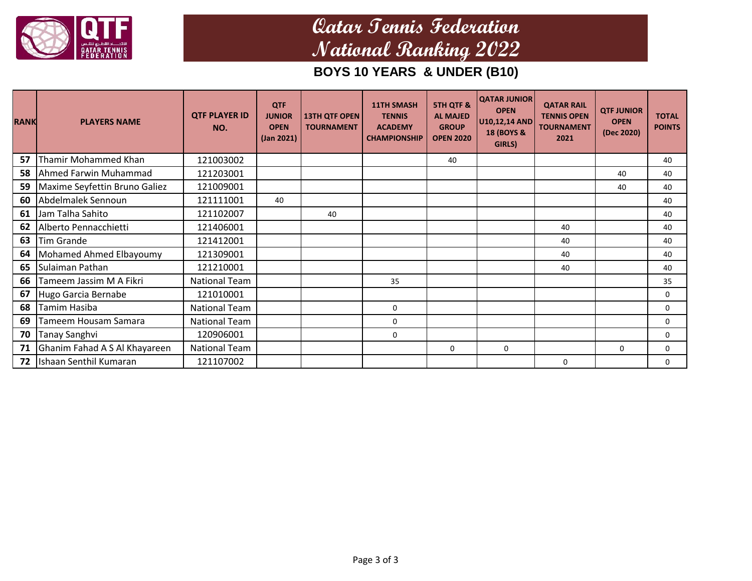# Qatar Tennis Federation
# National Ranking 2022

## BOYS 10 YEARS & UNDER (B10)

| RANK | PLAYERS NAME | QTF PLAYER ID NO. | QTF JUNIOR OPEN (Jan 2021) | 13TH QTF OPEN TOURNAMENT | 11TH SMASH TENNIS ACADEMY CHAMPIONSHIP | 5TH QTF & AL MAJED GROUP OPEN 2020 | QATAR JUNIOR OPEN U10,12,14 AND 18 (BOYS & GIRLS) | QATAR RAIL TENNIS OPEN TOURNAMENT 2021 | QTF JUNIOR OPEN (Dec 2020) | TOTAL POINTS |
|---|---|---|---|---|---|---|---|---|---|---|
| 57 | Thamir Mohammed Khan | 121003002 | | | | 40 | | | | 40 |
| 58 | Ahmed Farwin Muhammad | 121203001 | | | | | | | 40 | 40 |
| 59 | Maxime Seyfettin Bruno Galiez | 121009001 | | | | | | | 40 | 40 |
| 60 | Abdelmalek Sennoun | 121111001 | 40 | | | | | | | 40 |
| 61 | Jam Talha Sahito | 121102007 | | 40 | | | | | | 40 |
| 62 | Alberto Pennacchietti | 121406001 | | | | | | 40 | | 40 |
| 63 | Tim Grande | 121412001 | | | | | | 40 | | 40 |
| 64 | Mohamed Ahmed Elbayoumy | 121309001 | | | | | | 40 | | 40 |
| 65 | Sulaiman Pathan | 121210001 | | | | | | 40 | | 40 |
| 66 | Tameem Jassim M A Fikri | National Team | | | 35 | | | | | 35 |
| 67 | Hugo Garcia Bernabe | 121010001 | | | | | | | | 0 |
| 68 | Tamim Hasiba | National Team | | | 0 | | | | | 0 |
| 69 | Tameem Housam Samara | National Team | | | 0 | | | | | 0 |
| 70 | Tanay Sanghvi | 120906001 | | | 0 | | | | | 0 |
| 71 | Ghanim Fahad A S Al Khayareen | National Team | | | | 0 | 0 | | 0 | 0 |
| 72 | Ishaan Senthil Kumaran | 121107002 | | | | | | 0 | | 0 |